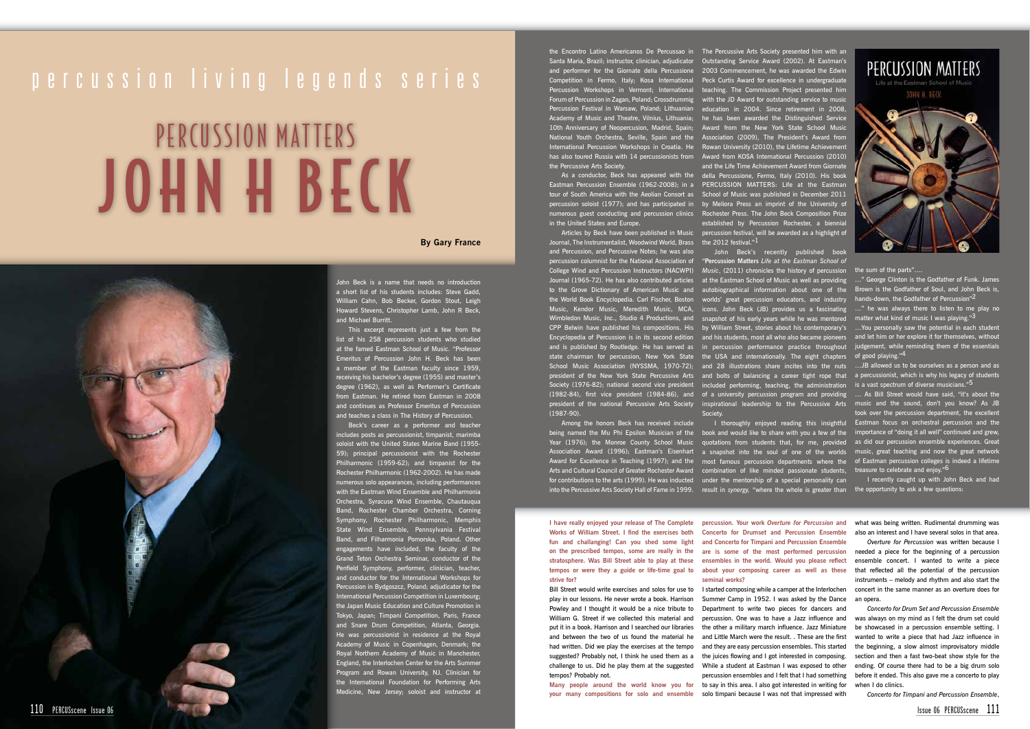percussion living legends series

# PERCUSSION MATTERS
# JOHN H BECK

**By Gary France**

John Beck is a name that needs no introduction a short list of his students includes: Steve Gadd, William Cahn, Bob Becker, Gordon Stout, Leigh Howard Stevens, Christopher Lamb, John R Beck, and Michael Burritt.

This excerpt represents just a few from the list of his 258 percussion students who studied at the famed Eastman School of Music. "Professor Emeritus of Percussion John H. Beck has been a member of the Eastman faculty since 1959, receiving his bachelor's degree (1955) and master's degree (1962), as well as Performer's Certificate from Eastman. He retired from Eastman in 2008 and continues as Professor Emeritus of Percussion and teaches a class in The History of Percussion.

Beck's career as a performer and teacher includes posts as percussionist, timpanist, marimba soloist with the United States Marine Band (1955-59); principal percussionist with the Rochester Philharmonic (1959-62); and timpanist for the Rochester Philharmonic (1962-2002). He has made numerous solo appearances, including performances with the Eastman Wind Ensemble and Philharmonia Orchestra, Syracuse Wind Ensemble, Chautauqua Band, Rochester Chamber Orchestra, Corning Symphony, Rochester Philharmonic, Memphis State Wind Ensemble, Pennsylvania Festival Band, and Filharmonia Pomorska, Poland. Other engagements have included, the faculty of the Grand Teton Orchestra Seminar, conductor of the Penfield Symphony, performer, clinician, teacher, and conductor for the International Workshops for Percussion in Bydgoszcz, Poland; adjudicator for the International Percussion Competition in Luxembourg; the Japan Music Education and Culture Promotion in Tokyo, Japan; Timpani Competition, Paris, France and Snare Drum Competition, Atlanta, Georgia. He was percussionist in residence at the Royal Academy of Music in Copenhagen, Denmark; the Royal Northern Academy of Music in Manchester, England, the Interlochen Center for the Arts Summer Program and Rowan University, NJ. Clinician for the International Foundation for Performing Arts Medicine, New Jersey; soloist and instructor at the Encontro Latino Americanos De Percussao in Santa Maria, Brazil; instructor, clinician, adjudicator and performer for the Giornate della Percussione Competition in Fermo, Italy; Kosa International Percussion Workshops in Vermont; International Forum of Percussion in Zagan, Poland; Crossdrummig Percussion Festival in Warsaw, Poland; Lithuanian Academy of Music and Theatre, Vilnius, Lithuania; 10th Anniversary of Neopercusion, Madrid, Spain; National Youth Orchestra, Seville, Spain and the International Percussion Workshops in Croatia. He has also toured Russia with 14 percussionists from the Percussive Arts Society.

As a conductor, Beck has appeared with the Eastman Percussion Ensemble (1962-2008); in a tour of South America with the Aeolian Consort as percussion soloist (1977); and has participated in numerous guest conducting and percussion clinics in the United States and Europe.

Articles by Beck have been published in Music Journal, The Instrumentalist, Woodwind World, Brass and Percussion, and Percussive Notes; he was also percussion columnist for the National Association of College Wind and Percussion Instructors (NACWPI) Journal (1965-72). He has also contributed articles to the Grove Dictionary of American Music and the World Book Encyclopedia. Carl Fischer, Boston Music, Kendor Music, Meredith Music, MCA, Wimbledon Music, Inc., Studio 4 Productions, and CPP Belwin have published his compositions. His Encyclopedia of Percussion is in its second edition and is published by Routledge. He has served as state chairman for percussion, New York State School Music Association (NYSSMA, 1970-72); president of the New York State Percussive Arts Society (1976-82); national second vice president (1982-84), first vice president (1984-86), and president of the national Percussive Arts Society (1987-90).

Among the honors Beck has received include being named the Mu Phi Epsilon Musician of the Year (1976); the Monroe County School Music Association Award (1996); Eastman's Eisenhart Award for Excellence in Teaching (1997); and the Arts and Cultural Council of Greater Rochester Award for contributions to the arts (1999). He was inducted into the Percussive Arts Society Hall of Fame in 1999. The Percussive Arts Society presented him with an Outstanding Service Award (2002). At Eastman's 2003 Commencement, he was awarded the Edwin Peck Curtis Award for excellence in undergraduate teaching. The Commission Project presented him with the JD Award for outstanding service to music education in 2004. Since retirement in 2008, he has been awarded the Distinguished Service Award from the New York State School Music Association (2009), The President's Award from Rowan University (2010), the Lifetime Achievement Award from KOSA International Percussion (2010) and the Life Time Achievement Award from Giornate della Percussione, Fermo, Italy (2010). His book PERCUSSION MATTERS: Life at the Eastman School of Music was published in December 2011 by Meliora Press an imprint of the University of Rochester Press. The John Beck Composition Prize established by Percussion Rochester, a biennial percussion festival, will be awarded as a highlight of the 2012 festival."[1]

John Beck's recently published book "**Percussion Matters** *Life at the Eastman School of Music*, (2011) chronicles the history of percussion at the Eastman School of Music as well as providing autobiographical information about one of the worlds' great percussion educators, and industry icons. John Beck (JB) provides us a fascinating snapshot of his early years while he was mentored by William Street, stories about his contemporary's and his students, most all who also became pioneers in percussion performance practice throughout the USA and internationally. The eight chapters and 28 illustrations share incites into the nuts and bolts of balancing a career tight rope that included performing, teaching, the administration of a university percussion program and providing inspirational leadership to the Percussive Arts Society.

I thoroughly enjoyed reading this insightful book and would like to share with you a few of the quotations from students that, for me, provided a snapshot into the soul of one of the worlds most famous percussion departments where the combination of like minded passionate students, under the mentorship of a special personality can result in *synergy,* "where the whole is greater than the sum of the parts"....

..." George Clinton is the Godfather of Funk. James Brown is the Godfather of Soul, and John Beck is, hands-down, the Godfather of Percussion"[2]

..." he was always there to listen to me play no matter what kind of music I was playing."[3]

...You personally saw the potential in each student and let him or her explore it for themselves, without judgement, while reminding them of the essentials of good playing."[4]

...JB allowed us to be ourselves as a person and as a percussionist, which is why his legacy of students is a vast spectrum of diverse musicians."[5]

... As Bill Street would have said, "it's about the music and the sound, don't you know? As JB took over the percussion department, the excellent Eastman focus on orchestral percussion and the importance of "doing it all well" continued and grew, as did our percussion ensemble experiences. Great music, great teaching and now the great network of Eastman percussion colleges is indeed a lifetime treasure to celebrate and enjoy."[6]

I recently caught up with John Beck and had the opportunity to ask a few questions:

**I have really enjoyed your release of The Complete Works of William Street. I find the exercises both fun and challanging! Can you shed some light on the prescribed tempos, some are really in the stratosphere. Was Bill Street able to play at these tempos or were they a guide or life-time goal to strive for?**

Bill Street would write exercises and solos for use to play in our lessons. He never wrote a book. Harrison Powley and I thought it would be a nice tribute to William G. Street if we collected this material and put it in a book. Harrison and I searched our libraries and between the two of us found the material he had written. Did we play the exercises at the tempo suggested? Probably not, I think he used them as a challenge to us. Did he play them at the suggested tempos? Probably not.

**Many people around the world know you for your many compositions for solo and ensemble percussion. Your work *Overture for Percussion* and *Concerto for Drumset and Percussion Ensemble* and *Concerto for Timpani and Percussion Ensemble* are is some of the most performed percussion ensembles in the world. Would you please reflect about your composing career as well as these seminal works?**

I started composing while a camper at the Interlochen Summer Camp in 1952. I was asked by the Dance Department to write two pieces for dancers and percussion. One was to have a Jazz influence and the other a military march influence. Jazz Miniature and Little March were the result. . These are the first and they are easy percussion ensembles. This started the juices flowing and I got interested in composing. While a student at Eastman I was exposed to other percussion ensembles and I felt that I had something to say in this area. I also got interested in writing for solo timpani because I was not that impressed with what was being written. Rudimental drumming was also an interest and I have several solos in that area.

*Overture for Percussion* was written because I needed a piece for the beginning of a percussion ensemble concert. I wanted to write a piece that reflected all the potential of the percussion instruments – melody and rhythm and also start the concert in the same manner as an overture does for an opera.

*Concerto for Drum Set and Percussion Ensemble* was always on my mind as I felt the drum set could be showcased in a percussion ensemble setting. I wanted to write a piece that had Jazz influence in the beginning, a slow almost improvisatory middle section and then a fast two-beat show style for the ending. Of course there had to be a big drum solo before it ended. This also gave me a concerto to play when I do clinics.

*Concerto for Timpani and Percussion Ensemble*,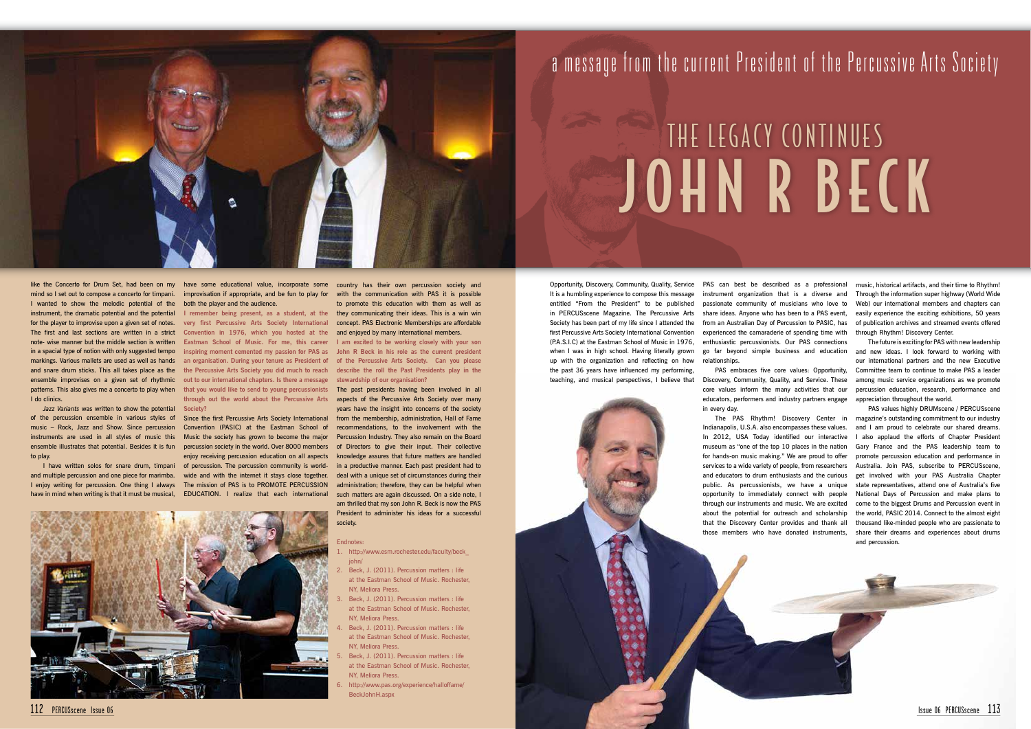like the Concerto for Drum Set, had been on my mind so I set out to compose a concerto for timpani. I wanted to show the melodic potential of the instrument, the dramatic potential and the potential for the player to improvise upon a given set of notes. The first and last sections are written in a strict note- wise manner but the middle section is written in a spacial type of notion with only suggested tempo markings. Various mallets are used as well as hands and snare drum sticks. This all takes place as the ensemble improvises on a given set of rhythmic patterns. This also gives me a concerto to play when I do clinics.

*Jazz Variants* was written to show the potential of the percussion ensemble in various styles of music – Rock, Jazz and Show. Since percussion instruments are used in all styles of music this ensemble illustrates that potential. Besides it is fun to play.

I have written solos for snare drum, timpani and multiple percussion and one piece for marimba. I enjoy writing for percussion. One thing I always have in mind when writing is that it must be musical, have some educational value, incorporate some improvisation if appropriate, and be fun to play for both the player and the audience.

**I remember being present, as a student, at the very first Percussive Arts Society International Convention in 1976, which you hosted at the Eastman School of Music. For me, this career inspiring moment cemented my passion for PAS as an organisation. During your tenure as President of the Percussive Arts Society you did much to reach out to our international chapters. Is there a message that you would like to send to young percussionists through out the world about the Percussive Arts Society?**

Since the first Percussive Arts Society International Convention (PASIC) at the Eastman School of Music the society has grown to become the major percussion society in the world. Over 8000 members enjoy receiving percussion education on all aspects of percussion. The percussion community is world-wide and with the internet it stays close together. The mission of PAS is to PROMOTE PERCUSSION EDUCATION. I realize that each international country has their own percussion society and with the communication with PAS it is possible to promote this education with them as well as they communicating their ideas. This is a win win concept. PAS Electronic Memberships are affordable and enjoyed by many international members.

**I am excited to be working closely with your son John R Beck in his role as the current president of the Percussive Arts Society. Can you please describe the roll the Past Presidents play in the stewardship of our organisation?**

The past presidents having been involved in all aspects of the Percussive Arts Society over many years have the insight into concerns of the society from the membership, administration, Hall of Fame recommendations, to the involvement with the Percussion Industry. They also remain on the Board of Directors to give their input. Their collective knowledge assures that future matters are handled in a productive manner. Each past president had to deal with a unique set of circumstances during their administration; therefore, they can be helpful when such matters are again discussed. On a side note, I am thrilled that my son John R. Beck is now the PAS President to administer his ideas for a successful society.

Endnotes:

1. http://www.esm.rochester.edu/faculty/beck_john/
2. Beck, J. (2011). Percussion matters : life at the Eastman School of Music. Rochester, NY, Meliora Press.
3. Beck, J. (2011). Percussion matters : life at the Eastman School of Music. Rochester, NY, Meliora Press.
4. Beck, J. (2011). Percussion matters : life at the Eastman School of Music. Rochester, NY, Meliora Press.
5. Beck, J. (2011). Percussion matters : life at the Eastman School of Music. Rochester, NY, Meliora Press.
6. http://www.pas.org/experience/halloffame/BeckJohnH.aspx

a message from the current President of the Percussive Arts Society

# THE LEGACY CONTINUES JOHN R BECK

Opportunity, Discovery, Community, Quality, Service

It is a humbling experience to compose this message entitled "From the President" to be published in PERCUSscene Magazine. The Percussive Arts Society has been part of my life since I attended the first Percussive Arts Society International Convention (P.A.S.I.C) at the Eastman School of Music in 1976, when I was in high school. Having literally grown up with the organization and reflecting on how the past 36 years have influenced my performing, teaching, and musical perspectives, I believe that PAS can best be described as a professional instrument organization that is a diverse and passionate community of musicians who love to share ideas. Anyone who has been to a PAS event, from an Australian Day of Percussion to PASIC, has experienced the camaraderie of spending time with enthusiastic percussionists. Our PAS connections go far beyond simple business and education relationships.

PAS embraces five core values: Opportunity, Discovery, Community, Quality, and Service. These core values inform the many activities that our educators, performers and industry partners engage in every day.

The PAS Rhythm! Discovery Center in Indianapolis, U.S.A. also encompasses these values. In 2012, USA Today identified our interactive museum as "one of the top 10 places in the nation for hands-on music making." We are proud to offer services to a wide variety of people, from researchers and educators to drum enthusiasts and the curious public. As percussionists, we have a unique opportunity to immediately connect with people through our instruments and music. We are excited about the potential for outreach and scholarship that the Discovery Center provides and thank all those members who have donated instruments, music, historical artifacts, and their time to Rhythm! Through the information super highway (World Wide Web) our international members and chapters can easily experience the exciting exhibitions, 50 years of publication archives and streamed events offered through Rhythm! Discovery Center.

The future is exciting for PAS with new leadership and new ideas. I look forward to working with our international partners and the new Executive Committee team to continue to make PAS a leader among music service organizations as we promote percussion education, research, performance and appreciation throughout the world.

PAS values highly DRUMscene / PERCUSscene magazine's outstanding commitment to our industry and I am proud to celebrate our shared dreams. I also applaud the efforts of Chapter President Gary France and the PAS leadership team to promote percussion education and performance in Australia. Join PAS, subscribe to PERCUSscene, get involved with your PAS Australia Chapter state representatives, attend one of Australia's five National Days of Percussion and make plans to come to the biggest Drums and Percussion event in the world, PASIC 2014. Connect to the almost eight thousand like-minded people who are passionate to share their dreams and experiences about drums and percussion.